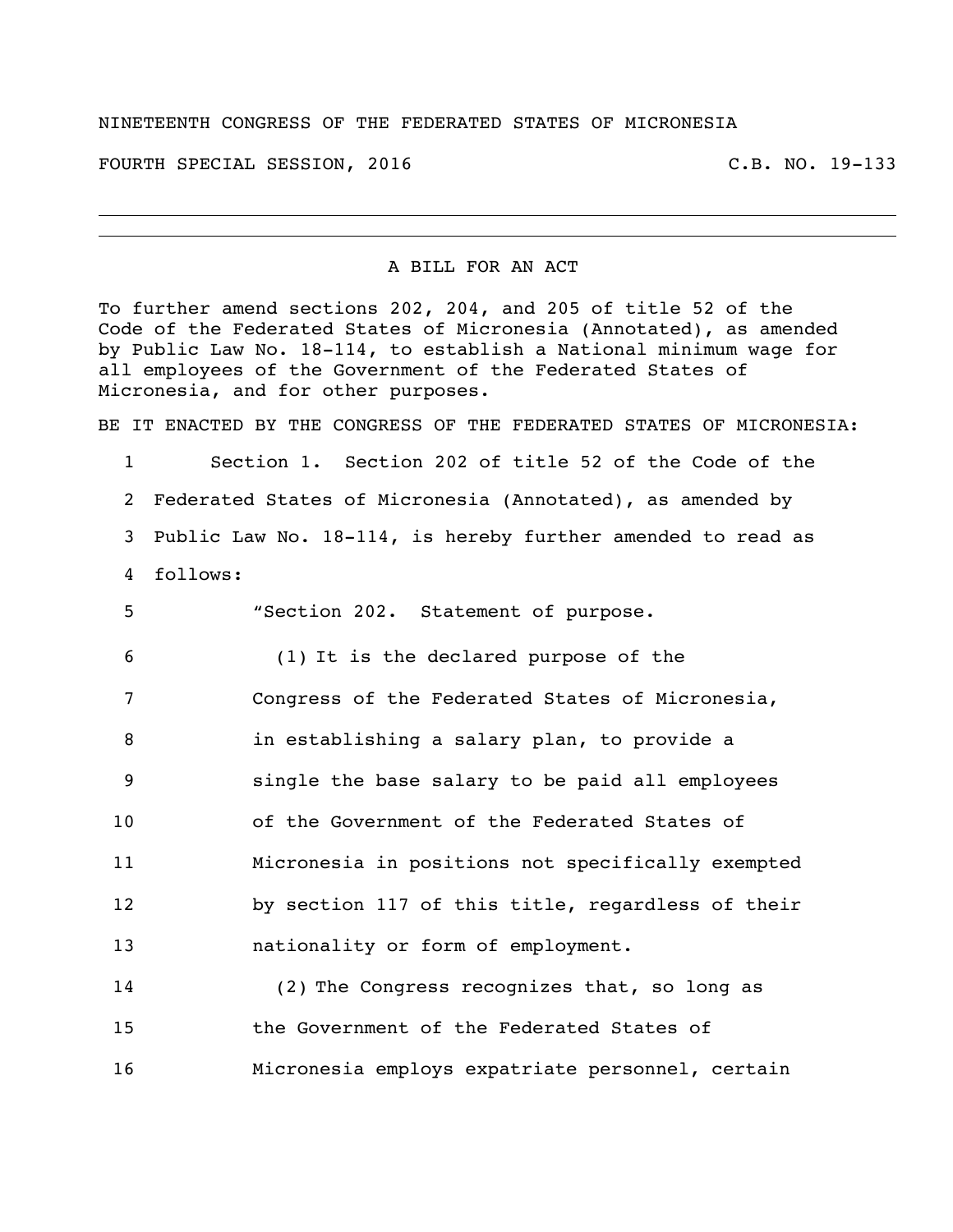NINETEENTH CONGRESS OF THE FEDERATED STATES OF MICRONESIA

FOURTH SPECIAL SESSION, 2016 C.B. NO. 19-133

---

A BILL FOR AN ACT

To further amend sections 202, 204, and 205 of title 52 of the Code of the Federated States of Micronesia (Annotated), as amended by Public Law No. 18-114, to establish a National minimum wage for all employees of the Government of the Federated States of Micronesia, and for other purposes.

BE IT ENACTED BY THE CONGRESS OF THE FEDERATED STATES OF MICRONESIA:

1 Section 1. Section 202 of title 52 of the Code of the
2 Federated States of Micronesia (Annotated), as amended by
3 Public Law No. 18-114, is hereby further amended to read as
4 follows:

5 "Section 202. Statement of purpose.

6 (1) It is the declared purpose of the
7 Congress of the Federated States of Micronesia,
8 in establishing a salary plan, to provide a
9 single the base salary to be paid all employees
10 of the Government of the Federated States of
11 Micronesia in positions not specifically exempted
12 by section 117 of this title, regardless of their
13 nationality or form of employment.

14 (2) The Congress recognizes that, so long as
15 the Government of the Federated States of
16 Micronesia employs expatriate personnel, certain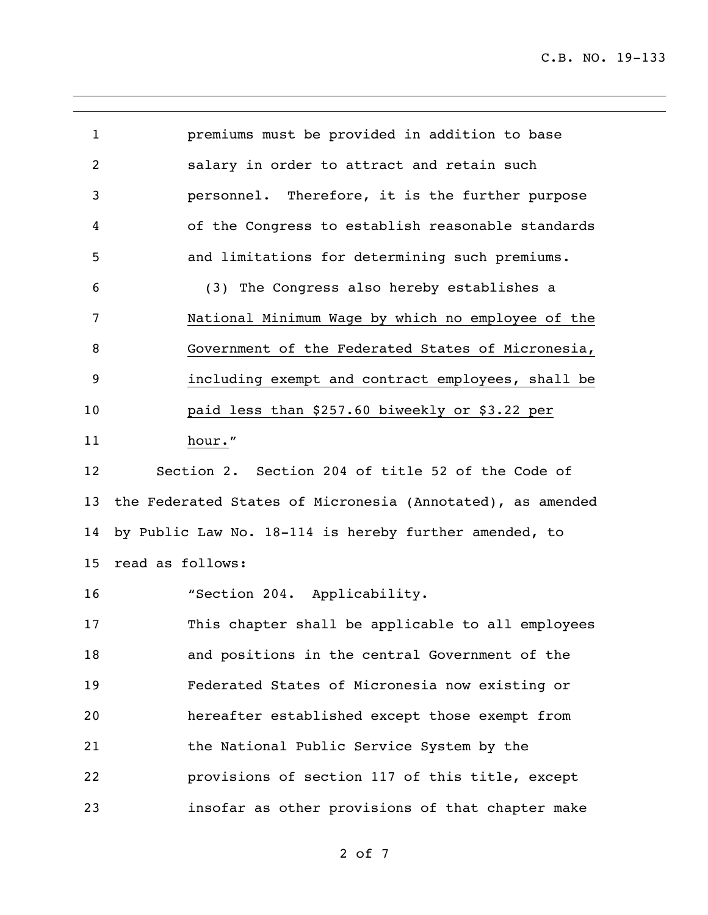premiums must be provided in addition to base salary in order to attract and retain such personnel. Therefore, it is the further purpose of the Congress to establish reasonable standards and limitations for determining such premiums.

(3) The Congress also hereby establishes a <u>National Minimum Wage by which no employee of the Government of the Federated States of Micronesia, including exempt and contract employees, shall be paid less than $257.60 biweekly or $3.22 per hour.</u>"

Section 2. Section 204 of title 52 of the Code of the Federated States of Micronesia (Annotated), as amended by Public Law No. 18-114 is hereby further amended, to read as follows:

"Section 204. Applicability.

This chapter shall be applicable to all employees and positions in the central Government of the Federated States of Micronesia now existing or hereafter established except those exempt from the National Public Service System by the provisions of section 117 of this title, except insofar as other provisions of that chapter make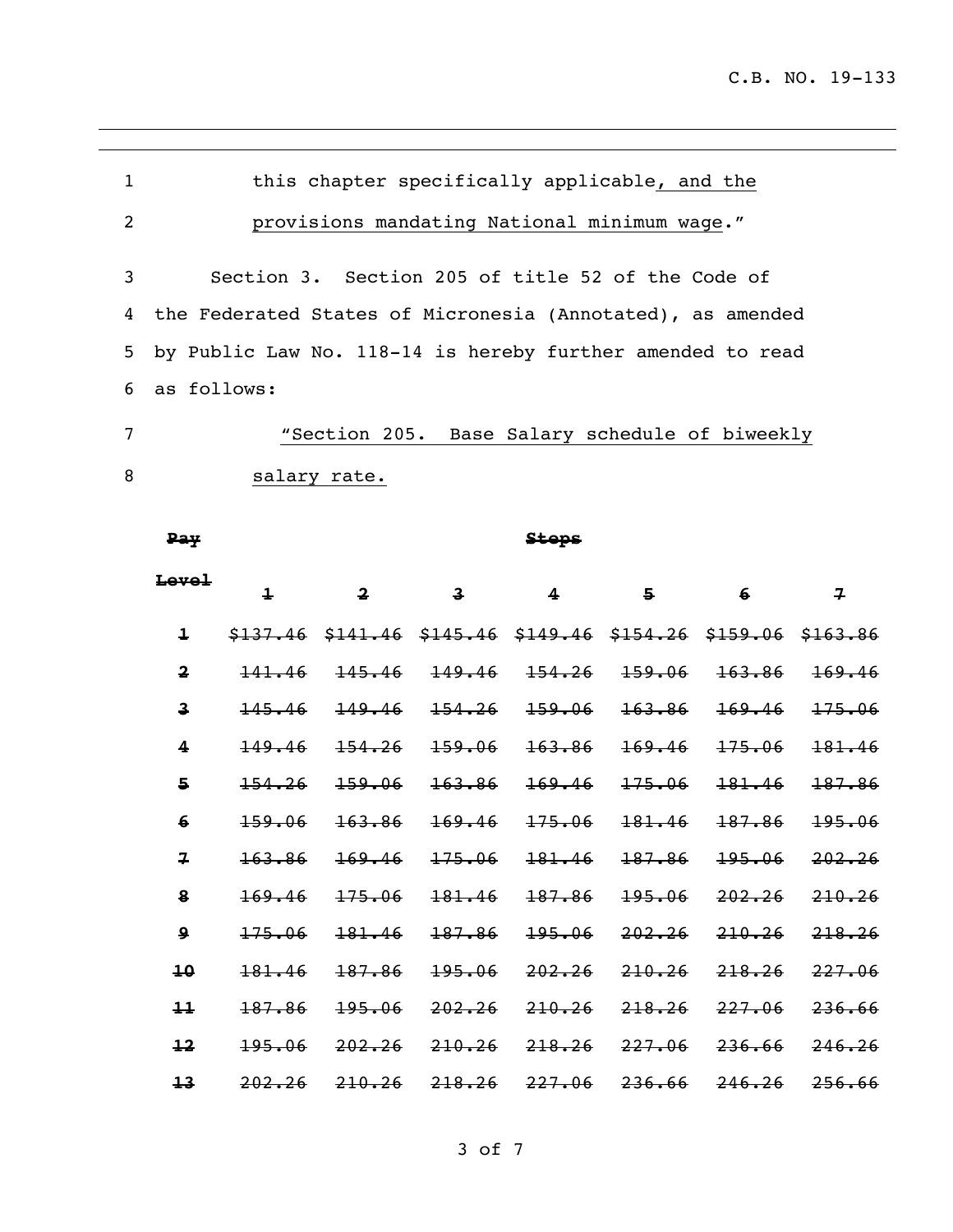1 this chapter specifically applicable, and the

2 provisions mandating National minimum wage."

3 Section 3. Section 205 of title 52 of the Code of

4 the Federated States of Micronesia (Annotated), as amended

5 by Public Law No. 118-14 is hereby further amended to read

6 as follows:

7 "Section 205. Base Salary schedule of biweekly

8 salary rate.

| ~~Pay Level~~ | ~~Steps~~ | | | | | | |
|---|---|---|---|---|---|---|---|
| | ~~1~~ | ~~2~~ | ~~3~~ | ~~4~~ | ~~5~~ | ~~6~~ | ~~7~~ |
| ~~1~~ | ~~$137.46~~ | ~~$141.46~~ | ~~$145.46~~ | ~~$149.46~~ | ~~$154.26~~ | ~~$159.06~~ | ~~$163.86~~ |
| ~~2~~ | ~~141.46~~ | ~~145.46~~ | ~~149.46~~ | ~~154.26~~ | ~~159.06~~ | ~~163.86~~ | ~~169.46~~ |
| ~~3~~ | ~~145.46~~ | ~~149.46~~ | ~~154.26~~ | ~~159.06~~ | ~~163.86~~ | ~~169.46~~ | ~~175.06~~ |
| ~~4~~ | ~~149.46~~ | ~~154.26~~ | ~~159.06~~ | ~~163.86~~ | ~~169.46~~ | ~~175.06~~ | ~~181.46~~ |
| ~~5~~ | ~~154.26~~ | ~~159.06~~ | ~~163.86~~ | ~~169.46~~ | ~~175.06~~ | ~~181.46~~ | ~~187.86~~ |
| ~~6~~ | ~~159.06~~ | ~~163.86~~ | ~~169.46~~ | ~~175.06~~ | ~~181.46~~ | ~~187.86~~ | ~~195.06~~ |
| ~~7~~ | ~~163.86~~ | ~~169.46~~ | ~~175.06~~ | ~~181.46~~ | ~~187.86~~ | ~~195.06~~ | ~~202.26~~ |
| ~~8~~ | ~~169.46~~ | ~~175.06~~ | ~~181.46~~ | ~~187.86~~ | ~~195.06~~ | ~~202.26~~ | ~~210.26~~ |
| ~~9~~ | ~~175.06~~ | ~~181.46~~ | ~~187.86~~ | ~~195.06~~ | ~~202.26~~ | ~~210.26~~ | ~~218.26~~ |
| ~~10~~ | ~~181.46~~ | ~~187.86~~ | ~~195.06~~ | ~~202.26~~ | ~~210.26~~ | ~~218.26~~ | ~~227.06~~ |
| ~~11~~ | ~~187.86~~ | ~~195.06~~ | ~~202.26~~ | ~~210.26~~ | ~~218.26~~ | ~~227.06~~ | ~~236.66~~ |
| ~~12~~ | ~~195.06~~ | ~~202.26~~ | ~~210.26~~ | ~~218.26~~ | ~~227.06~~ | ~~236.66~~ | ~~246.26~~ |
| ~~13~~ | ~~202.26~~ | ~~210.26~~ | ~~218.26~~ | ~~227.06~~ | ~~236.66~~ | ~~246.26~~ | ~~256.66~~ |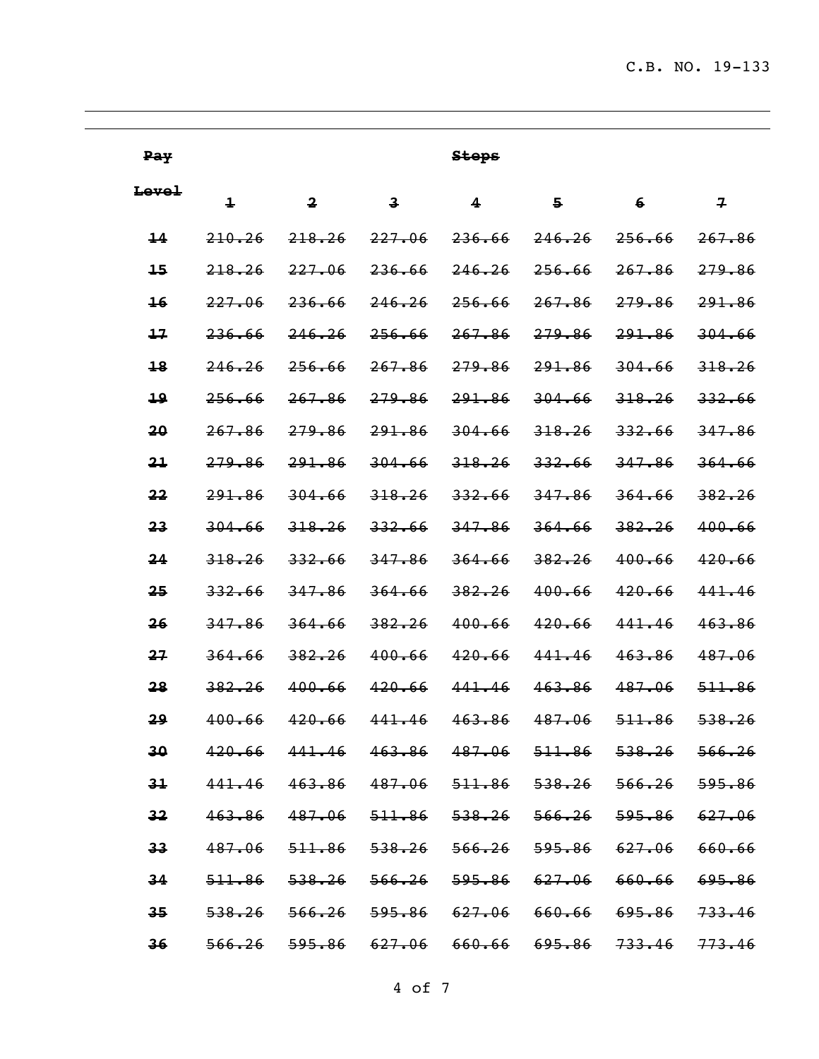| ~~Pay Level~~ | ~~Steps~~ | | | | | | |
|---|---|---|---|---|---|---|---|
| | ~~1~~ | ~~2~~ | ~~3~~ | ~~4~~ | ~~5~~ | ~~6~~ | ~~7~~ |
| ~~14~~ | ~~210.26~~ | ~~218.26~~ | ~~227.06~~ | ~~236.66~~ | ~~246.26~~ | ~~256.66~~ | ~~267.86~~ |
| ~~15~~ | ~~218.26~~ | ~~227.06~~ | ~~236.66~~ | ~~246.26~~ | ~~256.66~~ | ~~267.86~~ | ~~279.86~~ |
| ~~16~~ | ~~227.06~~ | ~~236.66~~ | ~~246.26~~ | ~~256.66~~ | ~~267.86~~ | ~~279.86~~ | ~~291.86~~ |
| ~~17~~ | ~~236.66~~ | ~~246.26~~ | ~~256.66~~ | ~~267.86~~ | ~~279.86~~ | ~~291.86~~ | ~~304.66~~ |
| ~~18~~ | ~~246.26~~ | ~~256.66~~ | ~~267.86~~ | ~~279.86~~ | ~~291.86~~ | ~~304.66~~ | ~~318.26~~ |
| ~~19~~ | ~~256.66~~ | ~~267.86~~ | ~~279.86~~ | ~~291.86~~ | ~~304.66~~ | ~~318.26~~ | ~~332.66~~ |
| ~~20~~ | ~~267.86~~ | ~~279.86~~ | ~~291.86~~ | ~~304.66~~ | ~~318.26~~ | ~~332.66~~ | ~~347.86~~ |
| ~~21~~ | ~~279.86~~ | ~~291.86~~ | ~~304.66~~ | ~~318.26~~ | ~~332.66~~ | ~~347.86~~ | ~~364.66~~ |
| ~~22~~ | ~~291.86~~ | ~~304.66~~ | ~~318.26~~ | ~~332.66~~ | ~~347.86~~ | ~~364.66~~ | ~~382.26~~ |
| ~~23~~ | ~~304.66~~ | ~~318.26~~ | ~~332.66~~ | ~~347.86~~ | ~~364.66~~ | ~~382.26~~ | ~~400.66~~ |
| ~~24~~ | ~~318.26~~ | ~~332.66~~ | ~~347.86~~ | ~~364.66~~ | ~~382.26~~ | ~~400.66~~ | ~~420.66~~ |
| ~~25~~ | ~~332.66~~ | ~~347.86~~ | ~~364.66~~ | ~~382.26~~ | ~~400.66~~ | ~~420.66~~ | ~~441.46~~ |
| ~~26~~ | ~~347.86~~ | ~~364.66~~ | ~~382.26~~ | ~~400.66~~ | ~~420.66~~ | ~~441.46~~ | ~~463.86~~ |
| ~~27~~ | ~~364.66~~ | ~~382.26~~ | ~~400.66~~ | ~~420.66~~ | ~~441.46~~ | ~~463.86~~ | ~~487.06~~ |
| ~~28~~ | ~~382.26~~ | ~~400.66~~ | ~~420.66~~ | ~~441.46~~ | ~~463.86~~ | ~~487.06~~ | ~~511.86~~ |
| ~~29~~ | ~~400.66~~ | ~~420.66~~ | ~~441.46~~ | ~~463.86~~ | ~~487.06~~ | ~~511.86~~ | ~~538.26~~ |
| ~~30~~ | ~~420.66~~ | ~~441.46~~ | ~~463.86~~ | ~~487.06~~ | ~~511.86~~ | ~~538.26~~ | ~~566.26~~ |
| ~~31~~ | ~~441.46~~ | ~~463.86~~ | ~~487.06~~ | ~~511.86~~ | ~~538.26~~ | ~~566.26~~ | ~~595.86~~ |
| ~~32~~ | ~~463.86~~ | ~~487.06~~ | ~~511.86~~ | ~~538.26~~ | ~~566.26~~ | ~~595.86~~ | ~~627.06~~ |
| ~~33~~ | ~~487.06~~ | ~~511.86~~ | ~~538.26~~ | ~~566.26~~ | ~~595.86~~ | ~~627.06~~ | ~~660.66~~ |
| ~~34~~ | ~~511.86~~ | ~~538.26~~ | ~~566.26~~ | ~~595.86~~ | ~~627.06~~ | ~~660.66~~ | ~~695.86~~ |
| ~~35~~ | ~~538.26~~ | ~~566.26~~ | ~~595.86~~ | ~~627.06~~ | ~~660.66~~ | ~~695.86~~ | ~~733.46~~ |
| ~~36~~ | ~~566.26~~ | ~~595.86~~ | ~~627.06~~ | ~~660.66~~ | ~~695.86~~ | ~~733.46~~ | ~~773.46~~ |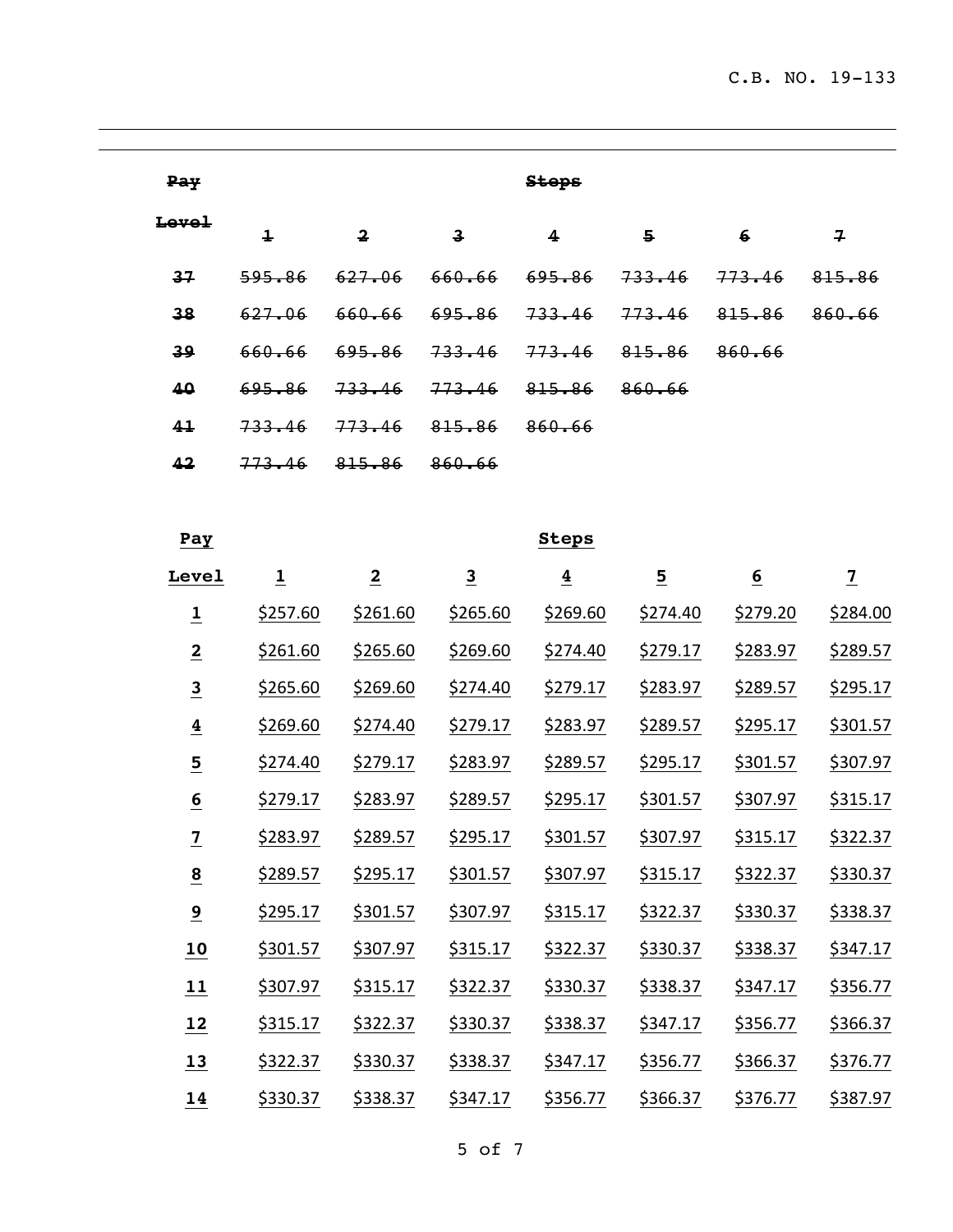| ~~Pay Level~~ | ~~Steps~~ | | | | | | |
|---|---|---|---|---|---|---|---|
| | ~~1~~ | ~~2~~ | ~~3~~ | ~~4~~ | ~~5~~ | ~~6~~ | ~~7~~ |
| ~~37~~ | ~~595.86~~ | ~~627.06~~ | ~~660.66~~ | ~~695.86~~ | ~~733.46~~ | ~~773.46~~ | ~~815.86~~ |
| ~~38~~ | ~~627.06~~ | ~~660.66~~ | ~~695.86~~ | ~~733.46~~ | ~~773.46~~ | ~~815.86~~ | ~~860.66~~ |
| ~~39~~ | ~~660.66~~ | ~~695.86~~ | ~~733.46~~ | ~~773.46~~ | ~~815.86~~ | ~~860.66~~ | |
| ~~40~~ | ~~695.86~~ | ~~733.46~~ | ~~773.46~~ | ~~815.86~~ | ~~860.66~~ | | |
| ~~41~~ | ~~733.46~~ | ~~773.46~~ | ~~815.86~~ | ~~860.66~~ | | | |
| ~~42~~ | ~~773.46~~ | ~~815.86~~ | ~~860.66~~ | | | | |

| <u>Pay</u> | <u>Steps</u> | | | | | | |
|---|---|---|---|---|---|---|---|
| <u>Level</u> | <u>1</u> | <u>2</u> | <u>3</u> | <u>4</u> | <u>5</u> | <u>6</u> | <u>7</u> |
| <u>1</u> | <u>$257.60</u> | <u>$261.60</u> | <u>$265.60</u> | <u>$269.60</u> | <u>$274.40</u> | <u>$279.20</u> | <u>$284.00</u> |
| <u>2</u> | <u>$261.60</u> | <u>$265.60</u> | <u>$269.60</u> | <u>$274.40</u> | <u>$279.17</u> | <u>$283.97</u> | <u>$289.57</u> |
| <u>3</u> | <u>$265.60</u> | <u>$269.60</u> | <u>$274.40</u> | <u>$279.17</u> | <u>$283.97</u> | <u>$289.57</u> | <u>$295.17</u> |
| <u>4</u> | <u>$269.60</u> | <u>$274.40</u> | <u>$279.17</u> | <u>$283.97</u> | <u>$289.57</u> | <u>$295.17</u> | <u>$301.57</u> |
| <u>5</u> | <u>$274.40</u> | <u>$279.17</u> | <u>$283.97</u> | <u>$289.57</u> | <u>$295.17</u> | <u>$301.57</u> | <u>$307.97</u> |
| <u>6</u> | <u>$279.17</u> | <u>$283.97</u> | <u>$289.57</u> | <u>$295.17</u> | <u>$301.57</u> | <u>$307.97</u> | <u>$315.17</u> |
| <u>7</u> | <u>$283.97</u> | <u>$289.57</u> | <u>$295.17</u> | <u>$301.57</u> | <u>$307.97</u> | <u>$315.17</u> | <u>$322.37</u> |
| <u>8</u> | <u>$289.57</u> | <u>$295.17</u> | <u>$301.57</u> | <u>$307.97</u> | <u>$315.17</u> | <u>$322.37</u> | <u>$330.37</u> |
| <u>9</u> | <u>$295.17</u> | <u>$301.57</u> | <u>$307.97</u> | <u>$315.17</u> | <u>$322.37</u> | <u>$330.37</u> | <u>$338.37</u> |
| <u>10</u> | <u>$301.57</u> | <u>$307.97</u> | <u>$315.17</u> | <u>$322.37</u> | <u>$330.37</u> | <u>$338.37</u> | <u>$347.17</u> |
| <u>11</u> | <u>$307.97</u> | <u>$315.17</u> | <u>$322.37</u> | <u>$330.37</u> | <u>$338.37</u> | <u>$347.17</u> | <u>$356.77</u> |
| <u>12</u> | <u>$315.17</u> | <u>$322.37</u> | <u>$330.37</u> | <u>$338.37</u> | <u>$347.17</u> | <u>$356.77</u> | <u>$366.37</u> |
| <u>13</u> | <u>$322.37</u> | <u>$330.37</u> | <u>$338.37</u> | <u>$347.17</u> | <u>$356.77</u> | <u>$366.37</u> | <u>$376.77</u> |
| <u>14</u> | <u>$330.37</u> | <u>$338.37</u> | <u>$347.17</u> | <u>$356.77</u> | <u>$366.37</u> | <u>$376.77</u> | <u>$387.97</u> |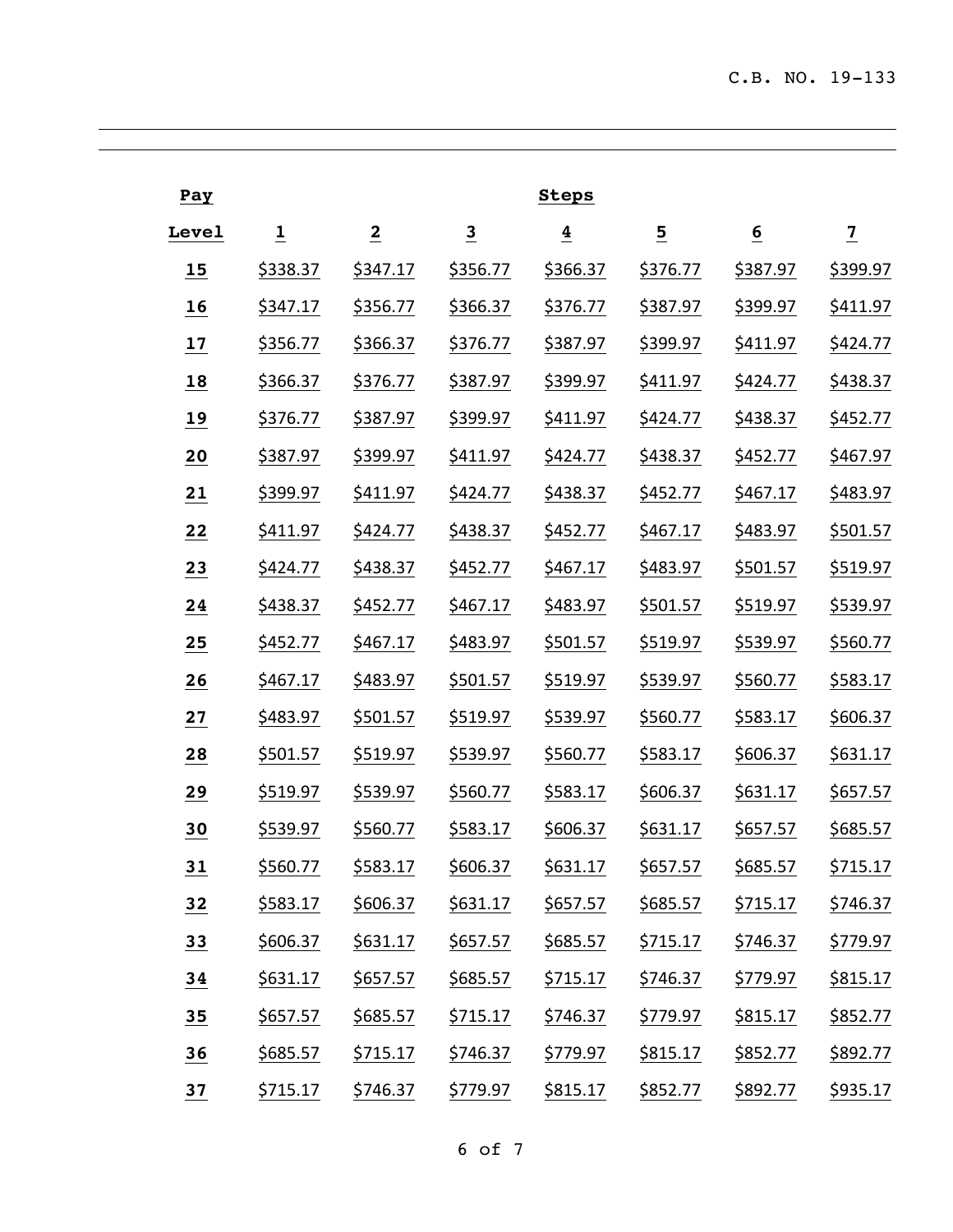| Pay | Steps | | | | | | |
|---|---|---|---|---|---|---|---|
| Level | 1 | 2 | 3 | 4 | 5 | 6 | 7 |
| 15 | $338.37 | $347.17 | $356.77 | $366.37 | $376.77 | $387.97 | $399.97 |
| 16 | $347.17 | $356.77 | $366.37 | $376.77 | $387.97 | $399.97 | $411.97 |
| 17 | $356.77 | $366.37 | $376.77 | $387.97 | $399.97 | $411.97 | $424.77 |
| 18 | $366.37 | $376.77 | $387.97 | $399.97 | $411.97 | $424.77 | $438.37 |
| 19 | $376.77 | $387.97 | $399.97 | $411.97 | $424.77 | $438.37 | $452.77 |
| 20 | $387.97 | $399.97 | $411.97 | $424.77 | $438.37 | $452.77 | $467.97 |
| 21 | $399.97 | $411.97 | $424.77 | $438.37 | $452.77 | $467.17 | $483.97 |
| 22 | $411.97 | $424.77 | $438.37 | $452.77 | $467.17 | $483.97 | $501.57 |
| 23 | $424.77 | $438.37 | $452.77 | $467.17 | $483.97 | $501.57 | $519.97 |
| 24 | $438.37 | $452.77 | $467.17 | $483.97 | $501.57 | $519.97 | $539.97 |
| 25 | $452.77 | $467.17 | $483.97 | $501.57 | $519.97 | $539.97 | $560.77 |
| 26 | $467.17 | $483.97 | $501.57 | $519.97 | $539.97 | $560.77 | $583.17 |
| 27 | $483.97 | $501.57 | $519.97 | $539.97 | $560.77 | $583.17 | $606.37 |
| 28 | $501.57 | $519.97 | $539.97 | $560.77 | $583.17 | $606.37 | $631.17 |
| 29 | $519.97 | $539.97 | $560.77 | $583.17 | $606.37 | $631.17 | $657.57 |
| 30 | $539.97 | $560.77 | $583.17 | $606.37 | $631.17 | $657.57 | $685.57 |
| 31 | $560.77 | $583.17 | $606.37 | $631.17 | $657.57 | $685.57 | $715.17 |
| 32 | $583.17 | $606.37 | $631.17 | $657.57 | $685.57 | $715.17 | $746.37 |
| 33 | $606.37 | $631.17 | $657.57 | $685.57 | $715.17 | $746.37 | $779.97 |
| 34 | $631.17 | $657.57 | $685.57 | $715.17 | $746.37 | $779.97 | $815.17 |
| 35 | $657.57 | $685.57 | $715.17 | $746.37 | $779.97 | $815.17 | $852.77 |
| 36 | $685.57 | $715.17 | $746.37 | $779.97 | $815.17 | $852.77 | $892.77 |
| 37 | $715.17 | $746.37 | $779.97 | $815.17 | $852.77 | $892.77 | $935.17 |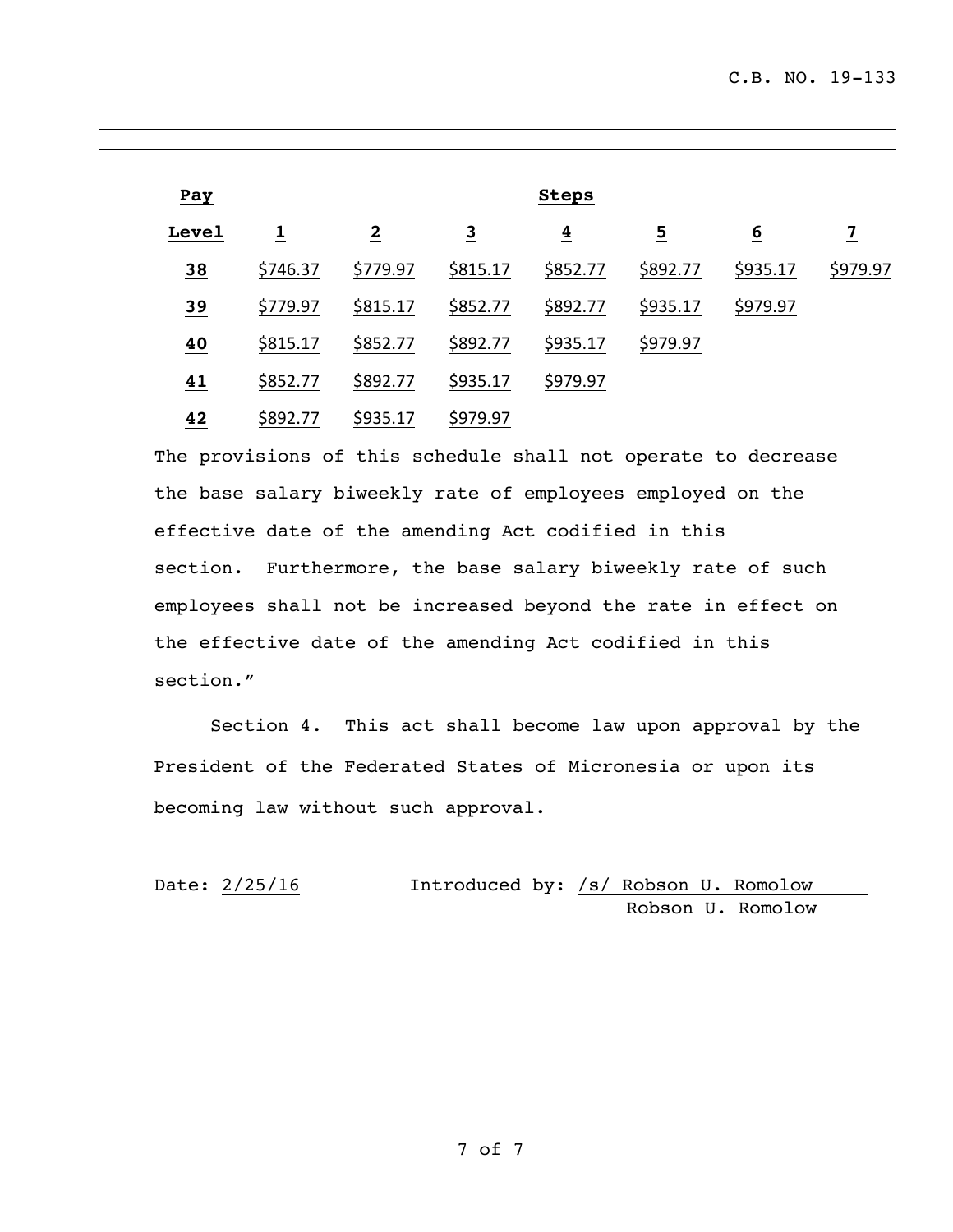| Pay Level | Steps 1 | 2 | 3 | 4 | 5 | 6 | 7 |
|---|---|---|---|---|---|---|---|
| 38 | $746.37 | $779.97 | $815.17 | $852.77 | $892.77 | $935.17 | $979.97 |
| 39 | $779.97 | $815.17 | $852.77 | $892.77 | $935.17 | $979.97 | |
| 40 | $815.17 | $852.77 | $892.77 | $935.17 | $979.97 | | |
| 41 | $852.77 | $892.77 | $935.17 | $979.97 | | | |
| 42 | $892.77 | $935.17 | $979.97 | | | | |

The provisions of this schedule shall not operate to decrease the base salary biweekly rate of employees employed on the effective date of the amending Act codified in this section. Furthermore, the base salary biweekly rate of such employees shall not be increased beyond the rate in effect on the effective date of the amending Act codified in this section."

Section 4. This act shall become law upon approval by the President of the Federated States of Micronesia or upon its becoming law without such approval.

Date: 2/25/16 Introduced by: /s/ Robson U. Romolow

Robson U. Romolow